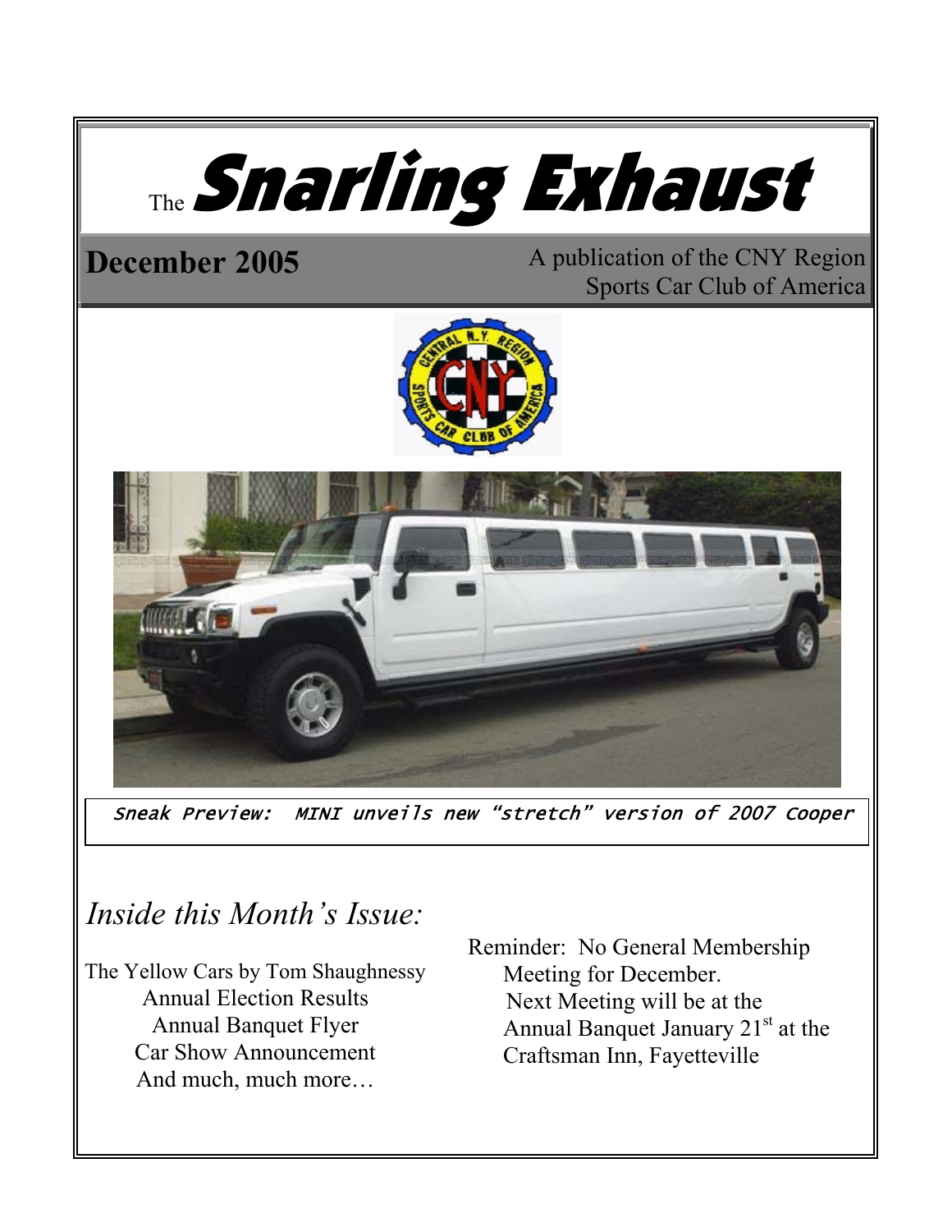# The Snarling Exhaust

**December 2005**

A publication of the CNY Region Sports Car Club of America

*Sneak Preview: MINI unveils new "stretch" version of 2007 Cooper*

## *Inside this Month's Issue:*

The Yellow Cars by Tom Shaughnessy
Annual Election Results
Annual Banquet Flyer
Car Show Announcement
And much, much more…

Reminder: No General Membership Meeting for December.
Next Meeting will be at the Annual Banquet January 21st at the Craftsman Inn, Fayetteville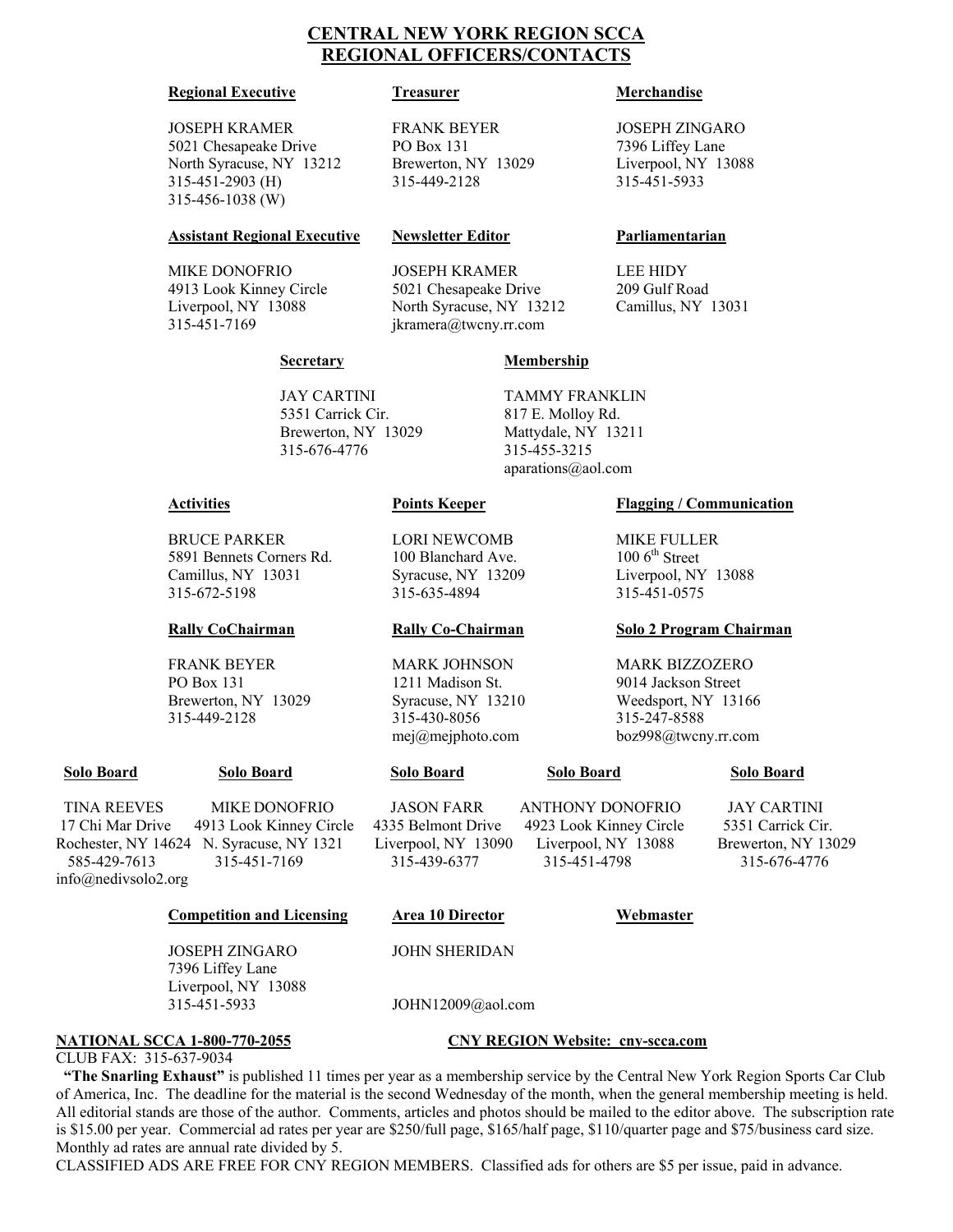# CENTRAL NEW YORK REGION SCCA
## REGIONAL OFFICERS/CONTACTS

**Regional Executive**

JOSEPH KRAMER
5021 Chesapeake Drive
North Syracuse, NY 13212
315-451-2903 (H)
315-456-1038 (W)

**Treasurer**

FRANK BEYER
PO Box 131
Brewerton, NY 13029
315-449-2128

**Merchandise**

JOSEPH ZINGARO
7396 Liffey Lane
Liverpool, NY 13088
315-451-5933

**Assistant Regional Executive**

MIKE DONOFRIO
4913 Look Kinney Circle
Liverpool, NY 13088
315-451-7169

**Newsletter Editor**

JOSEPH KRAMER
5021 Chesapeake Drive
North Syracuse, NY 13212
jkramera@twcny.rr.com

**Parliamentarian**

LEE HIDY
209 Gulf Road
Camillus, NY 13031

**Secretary**

JAY CARTINI
5351 Carrick Cir.
Brewerton, NY 13029
315-676-4776

**Membership**

TAMMY FRANKLIN
817 E. Molloy Rd.
Mattydale, NY 13211
315-455-3215
aparations@aol.com

**Activities**

BRUCE PARKER
5891 Bennets Corners Rd.
Camillus, NY 13031
315-672-5198

**Points Keeper**

LORI NEWCOMB
100 Blanchard Ave.
Syracuse, NY 13209
315-635-4894

**Flagging / Communication**

MIKE FULLER
100 6th Street
Liverpool, NY 13088
315-451-0575

**Rally CoChairman**

FRANK BEYER
PO Box 131
Brewerton, NY 13029
315-449-2128

**Rally Co-Chairman**

MARK JOHNSON
1211 Madison St.
Syracuse, NY 13210
315-430-8056
mej@mejphoto.com

**Solo 2 Program Chairman**

MARK BIZZOZERO
9014 Jackson Street
Weedsport, NY 13166
315-247-8588
boz998@twcny.rr.com

**Solo Board**

TINA REEVES
17 Chi Mar Drive
Rochester, NY 14624
585-429-7613
info@nedivsolo2.org

**Solo Board**

MIKE DONOFRIO
4913 Look Kinney Circle
N. Syracuse, NY 1321
315-451-7169

**Solo Board**

JASON FARR
4335 Belmont Drive
Liverpool, NY 13090
315-439-6377

**Solo Board**

ANTHONY DONOFRIO
4923 Look Kinney Circle
Liverpool, NY 13088
315-451-4798

**Solo Board**

JAY CARTINI
5351 Carrick Cir.
Brewerton, NY 13029
315-676-4776

**Competition and Licensing**

JOSEPH ZINGARO
7396 Liffey Lane
Liverpool, NY 13088
315-451-5933

**Area 10 Director**

JOHN SHERIDAN

JOHN12009@aol.com

**Webmaster**

**NATIONAL SCCA 1-800-770-2055**

**CNY REGION Website: cny-scca.com**

CLUB FAX: 315-637-9034

**"The Snarling Exhaust"** is published 11 times per year as a membership service by the Central New York Region Sports Car Club of America, Inc. The deadline for the material is the second Wednesday of the month, when the general membership meeting is held. All editorial stands are those of the author. Comments, articles and photos should be mailed to the editor above. The subscription rate is $15.00 per year. Commercial ad rates per year are $250/full page, $165/half page, $110/quarter page and $75/business card size. Monthly ad rates are annual rate divided by 5.

CLASSIFIED ADS ARE FREE FOR CNY REGION MEMBERS. Classified ads for others are $5 per issue, paid in advance.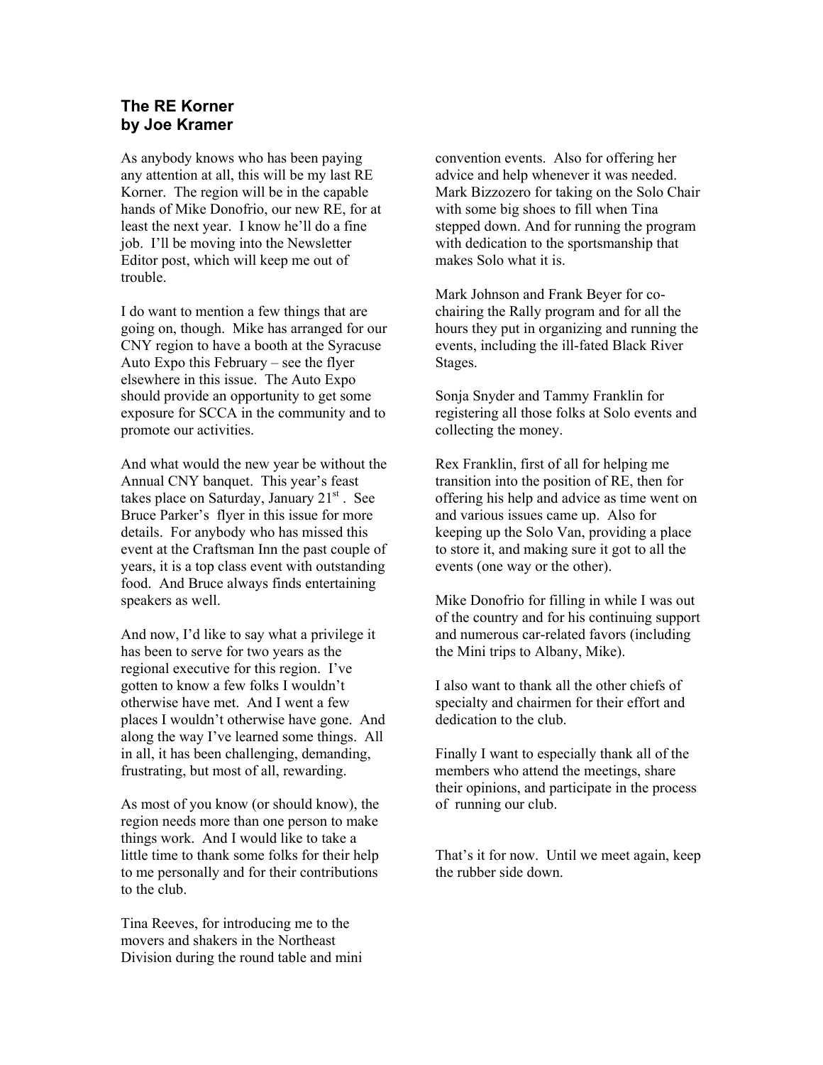## The RE Korner
## by Joe Kramer

As anybody knows who has been paying any attention at all, this will be my last RE Korner. The region will be in the capable hands of Mike Donofrio, our new RE, for at least the next year. I know he'll do a fine job. I'll be moving into the Newsletter Editor post, which will keep me out of trouble.

I do want to mention a few things that are going on, though. Mike has arranged for our CNY region to have a booth at the Syracuse Auto Expo this February – see the flyer elsewhere in this issue. The Auto Expo should provide an opportunity to get some exposure for SCCA in the community and to promote our activities.

And what would the new year be without the Annual CNY banquet. This year's feast takes place on Saturday, January 21st. See Bruce Parker's flyer in this issue for more details. For anybody who has missed this event at the Craftsman Inn the past couple of years, it is a top class event with outstanding food. And Bruce always finds entertaining speakers as well.

And now, I'd like to say what a privilege it has been to serve for two years as the regional executive for this region. I've gotten to know a few folks I wouldn't otherwise have met. And I went a few places I wouldn't otherwise have gone. And along the way I've learned some things. All in all, it has been challenging, demanding, frustrating, but most of all, rewarding.

As most of you know (or should know), the region needs more than one person to make things work. And I would like to take a little time to thank some folks for their help to me personally and for their contributions to the club.

Tina Reeves, for introducing me to the movers and shakers in the Northeast Division during the round table and mini convention events. Also for offering her advice and help whenever it was needed. Mark Bizzozero for taking on the Solo Chair with some big shoes to fill when Tina stepped down. And for running the program with dedication to the sportsmanship that makes Solo what it is.

Mark Johnson and Frank Beyer for co-chairing the Rally program and for all the hours they put in organizing and running the events, including the ill-fated Black River Stages.

Sonja Snyder and Tammy Franklin for registering all those folks at Solo events and collecting the money.

Rex Franklin, first of all for helping me transition into the position of RE, then for offering his help and advice as time went on and various issues came up. Also for keeping up the Solo Van, providing a place to store it, and making sure it got to all the events (one way or the other).

Mike Donofrio for filling in while I was out of the country and for his continuing support and numerous car-related favors (including the Mini trips to Albany, Mike).

I also want to thank all the other chiefs of specialty and chairmen for their effort and dedication to the club.

Finally I want to especially thank all of the members who attend the meetings, share their opinions, and participate in the process of running our club.

That's it for now. Until we meet again, keep the rubber side down.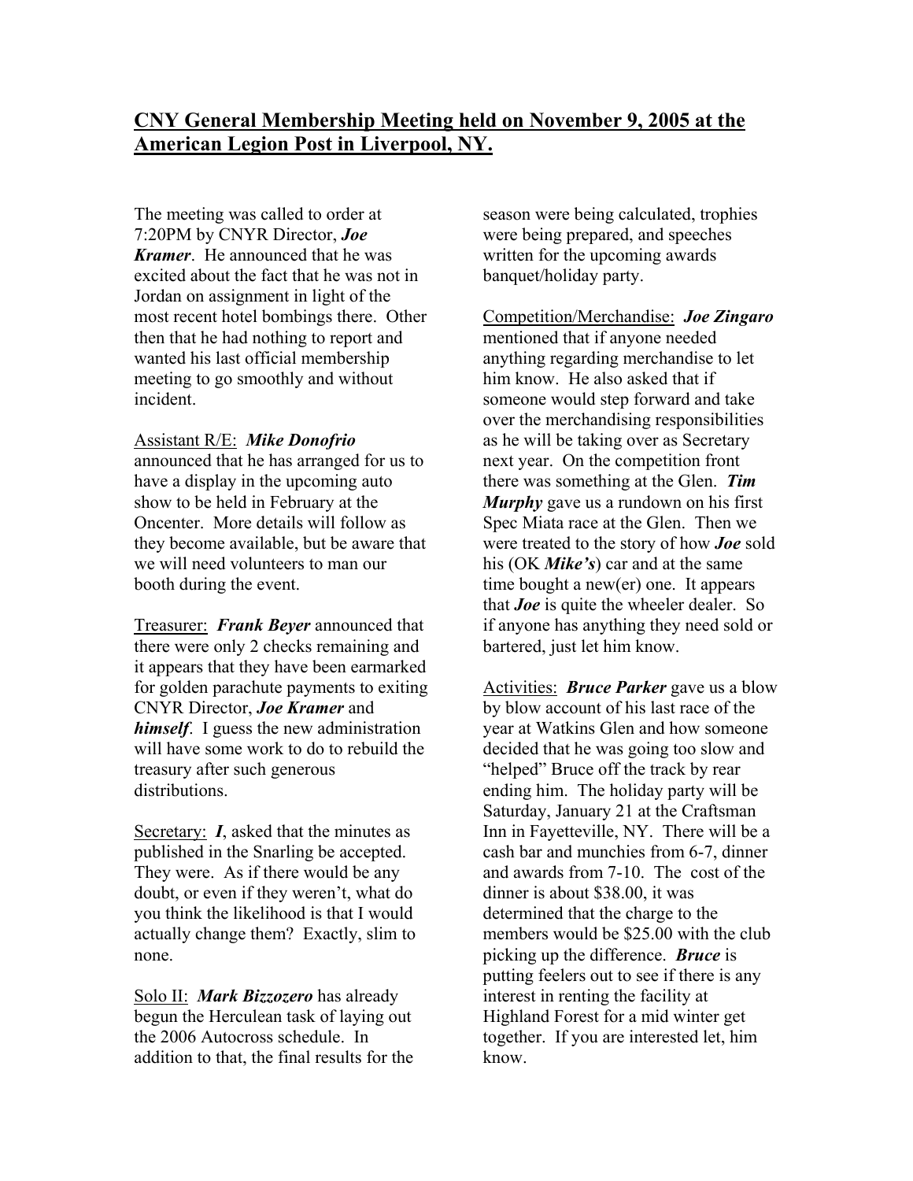## <u>CNY General Membership Meeting held on November 9, 2005 at the American Legion Post in Liverpool, NY.</u>

The meeting was called to order at 7:20PM by CNYR Director, ***Joe Kramer***. He announced that he was excited about the fact that he was not in Jordan on assignment in light of the most recent hotel bombings there. Other then that he had nothing to report and wanted his last official membership meeting to go smoothly and without incident.

<u>Assistant R/E:</u> ***Mike Donofrio*** announced that he has arranged for us to have a display in the upcoming auto show to be held in February at the Oncenter. More details will follow as they become available, but be aware that we will need volunteers to man our booth during the event.

<u>Treasurer:</u> ***Frank Beyer*** announced that there were only 2 checks remaining and it appears that they have been earmarked for golden parachute payments to exiting CNYR Director, ***Joe Kramer*** and ***himself***. I guess the new administration will have some work to do to rebuild the treasury after such generous distributions.

<u>Secretary:</u> ***I***, asked that the minutes as published in the Snarling be accepted. They were. As if there would be any doubt, or even if they weren't, what do you think the likelihood is that I would actually change them? Exactly, slim to none.

<u>Solo II:</u> ***Mark Bizzozero*** has already begun the Herculean task of laying out the 2006 Autocross schedule. In addition to that, the final results for the season were being calculated, trophies were being prepared, and speeches written for the upcoming awards banquet/holiday party.

<u>Competition/Merchandise:</u> ***Joe Zingaro*** mentioned that if anyone needed anything regarding merchandise to let him know. He also asked that if someone would step forward and take over the merchandising responsibilities as he will be taking over as Secretary next year. On the competition front there was something at the Glen. ***Tim Murphy*** gave us a rundown on his first Spec Miata race at the Glen. Then we were treated to the story of how ***Joe*** sold his (OK ***Mike's***) car and at the same time bought a new(er) one. It appears that ***Joe*** is quite the wheeler dealer. So if anyone has anything they need sold or bartered, just let him know.

<u>Activities:</u> ***Bruce Parker*** gave us a blow by blow account of his last race of the year at Watkins Glen and how someone decided that he was going too slow and "helped" Bruce off the track by rear ending him. The holiday party will be Saturday, January 21 at the Craftsman Inn in Fayetteville, NY. There will be a cash bar and munchies from 6-7, dinner and awards from 7-10. The cost of the dinner is about $38.00, it was determined that the charge to the members would be $25.00 with the club picking up the difference. ***Bruce*** is putting feelers out to see if there is any interest in renting the facility at Highland Forest for a mid winter get together. If you are interested let, him know.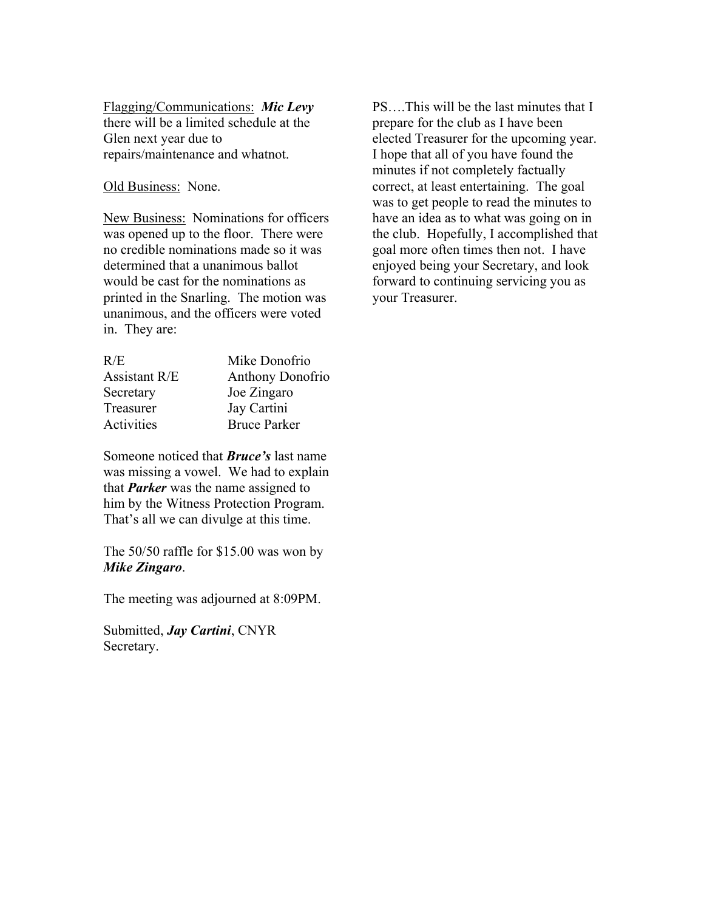Flagging/Communications: ***Mic Levy*** there will be a limited schedule at the Glen next year due to repairs/maintenance and whatnot.

Old Business: None.

New Business: Nominations for officers was opened up to the floor. There were no credible nominations made so it was determined that a unanimous ballot would be cast for the nominations as printed in the Snarling. The motion was unanimous, and the officers were voted in. They are:

| | |
|---|---|
| R/E | Mike Donofrio |
| Assistant R/E | Anthony Donofrio |
| Secretary | Joe Zingaro |
| Treasurer | Jay Cartini |
| Activities | Bruce Parker |

Someone noticed that ***Bruce's*** last name was missing a vowel. We had to explain that ***Parker*** was the name assigned to him by the Witness Protection Program. That's all we can divulge at this time.

The 50/50 raffle for $15.00 was won by ***Mike Zingaro***.

The meeting was adjourned at 8:09PM.

Submitted, ***Jay Cartini***, CNYR Secretary.

PS….This will be the last minutes that I prepare for the club as I have been elected Treasurer for the upcoming year. I hope that all of you have found the minutes if not completely factually correct, at least entertaining. The goal was to get people to read the minutes to have an idea as to what was going on in the club. Hopefully, I accomplished that goal more often times then not. I have enjoyed being your Secretary, and look forward to continuing servicing you as your Treasurer.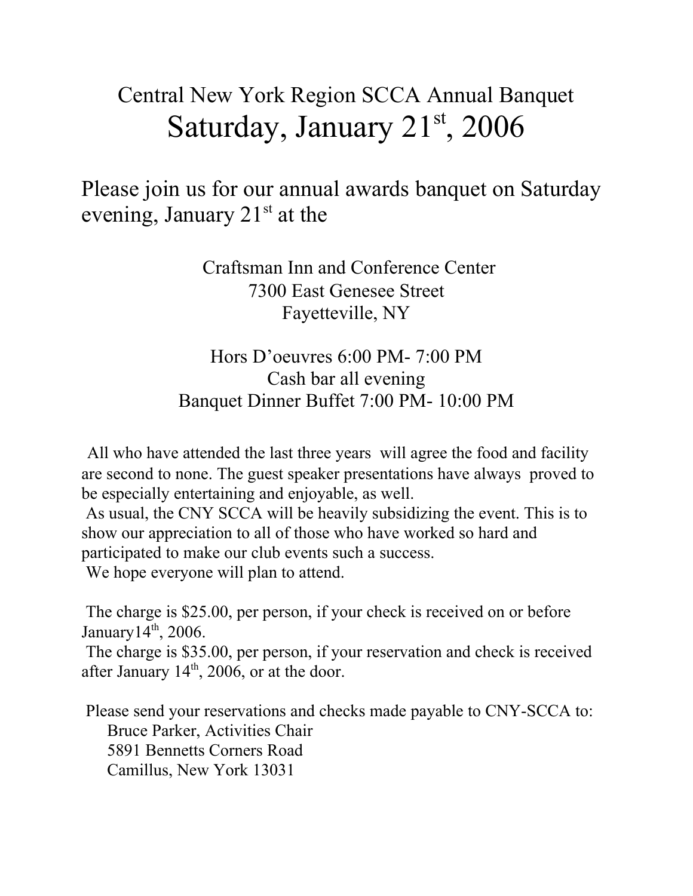# Central New York Region SCCA Annual Banquet

# Saturday, January 21st, 2006

Please join us for our annual awards banquet on Saturday evening, January 21st at the

Craftsman Inn and Conference Center
7300 East Genesee Street
Fayetteville, NY

Hors D'oeuvres 6:00 PM- 7:00 PM
Cash bar all evening
Banquet Dinner Buffet 7:00 PM- 10:00 PM

All who have attended the last three years will agree the food and facility are second to none. The guest speaker presentations have always proved to be especially entertaining and enjoyable, as well.

As usual, the CNY SCCA will be heavily subsidizing the event. This is to show our appreciation to all of those who have worked so hard and participated to make our club events such a success.

We hope everyone will plan to attend.

The charge is $25.00, per person, if your check is received on or before January14th, 2006.

The charge is $35.00, per person, if your reservation and check is received after January 14th, 2006, or at the door.

Please send your reservations and checks made payable to CNY-SCCA to:

Bruce Parker, Activities Chair
5891 Bennetts Corners Road
Camillus, New York 13031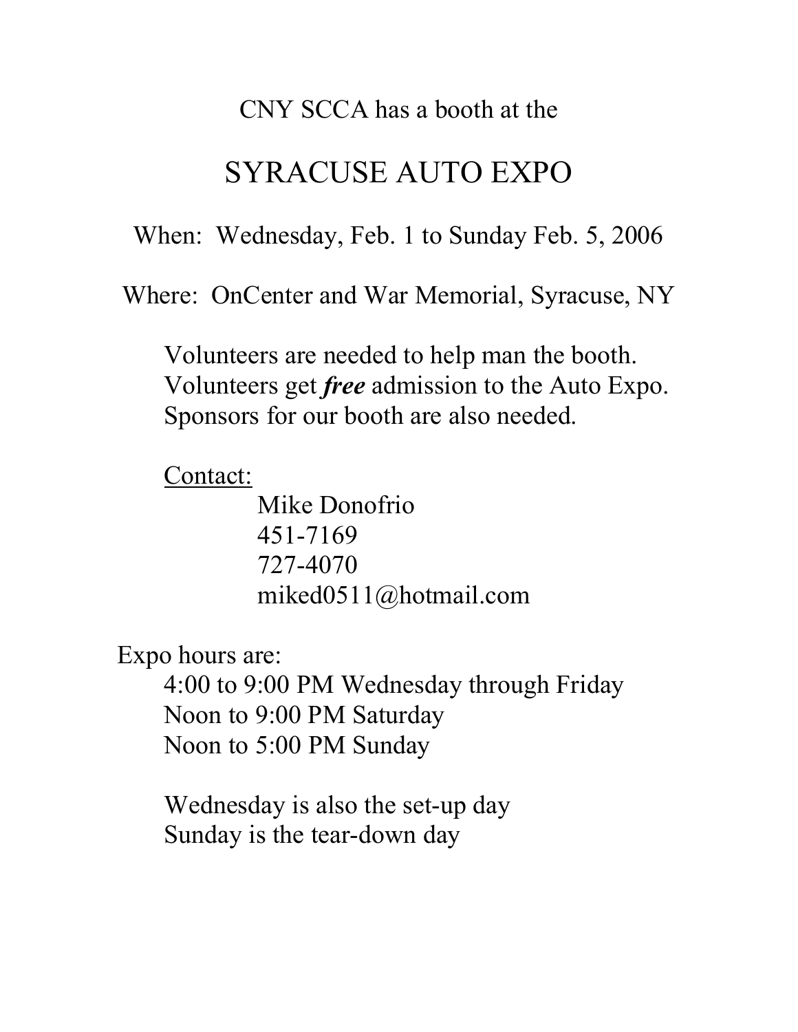CNY SCCA has a booth at the

# SYRACUSE AUTO EXPO

When: Wednesday, Feb. 1 to Sunday Feb. 5, 2006

Where: OnCenter and War Memorial, Syracuse, NY

Volunteers are needed to help man the booth.
Volunteers get ***free*** admission to the Auto Expo.
Sponsors for our booth are also needed.

Contact:

Mike Donofrio
451-7169
727-4070
miked0511@hotmail.com

Expo hours are:

4:00 to 9:00 PM Wednesday through Friday
Noon to 9:00 PM Saturday
Noon to 5:00 PM Sunday

Wednesday is also the set-up day
Sunday is the tear-down day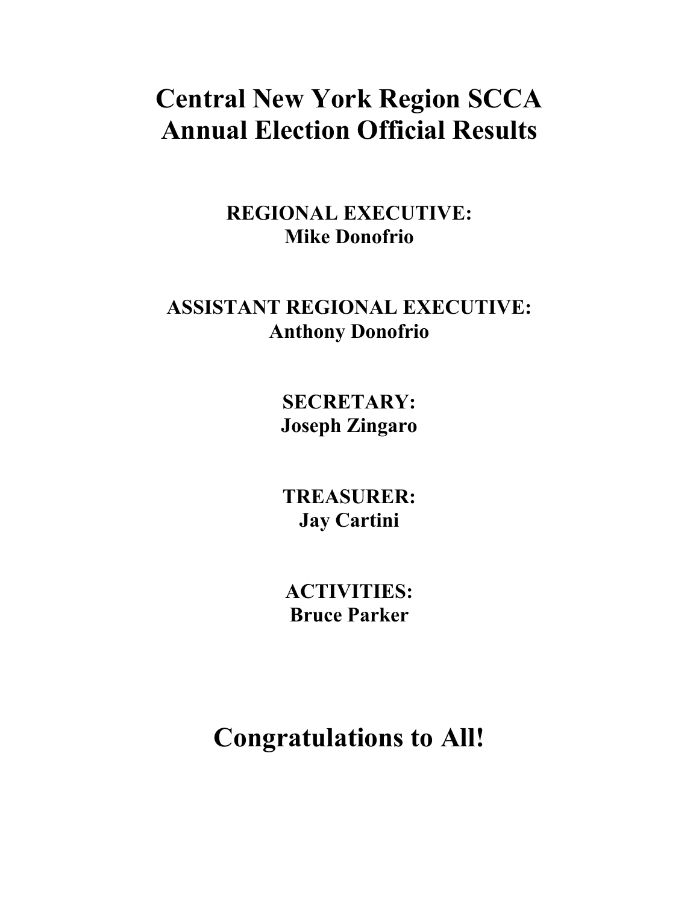# Central New York Region SCCA
# Annual Election Official Results

**REGIONAL EXECUTIVE:**
**Mike Donofrio**

**ASSISTANT REGIONAL EXECUTIVE:**
**Anthony Donofrio**

**SECRETARY:**
**Joseph Zingaro**

**TREASURER:**
**Jay Cartini**

**ACTIVITIES:**
**Bruce Parker**

## Congratulations to All!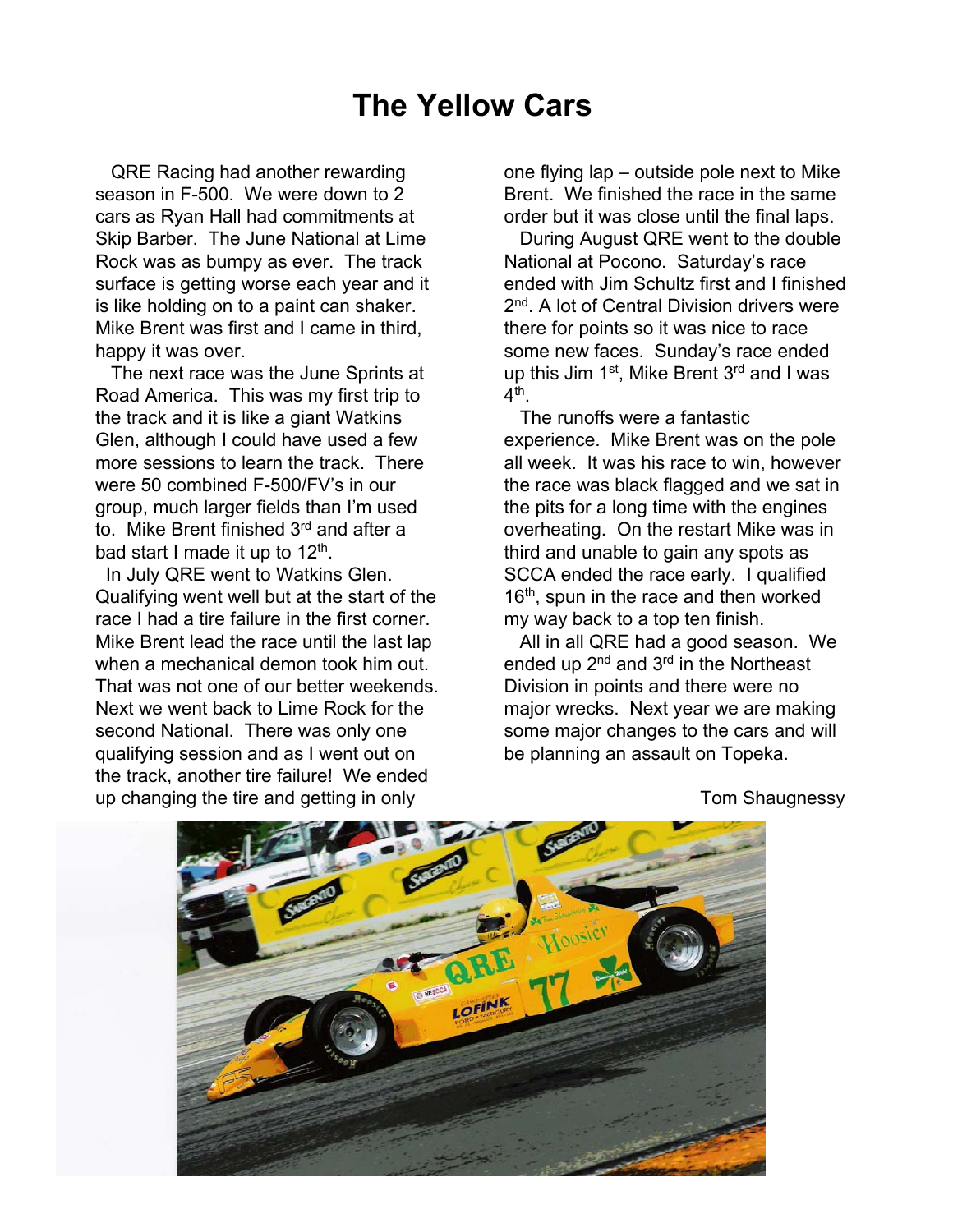# The Yellow Cars

QRE Racing had another rewarding season in F-500. We were down to 2 cars as Ryan Hall had commitments at Skip Barber. The June National at Lime Rock was as bumpy as ever. The track surface is getting worse each year and it is like holding on to a paint can shaker. Mike Brent was first and I came in third, happy it was over.

The next race was the June Sprints at Road America. This was my first trip to the track and it is like a giant Watkins Glen, although I could have used a few more sessions to learn the track. There were 50 combined F-500/FV's in our group, much larger fields than I'm used to. Mike Brent finished 3rd and after a bad start I made it up to 12th.

In July QRE went to Watkins Glen. Qualifying went well but at the start of the race I had a tire failure in the first corner. Mike Brent lead the race until the last lap when a mechanical demon took him out. That was not one of our better weekends. Next we went back to Lime Rock for the second National. There was only one qualifying session and as I went out on the track, another tire failure! We ended up changing the tire and getting in only one flying lap – outside pole next to Mike Brent. We finished the race in the same order but it was close until the final laps.

During August QRE went to the double National at Pocono. Saturday's race ended with Jim Schultz first and I finished 2nd. A lot of Central Division drivers were there for points so it was nice to race some new faces. Sunday's race ended up this Jim 1st, Mike Brent 3rd and I was 4th.

The runoffs were a fantastic experience. Mike Brent was on the pole all week. It was his race to win, however the race was black flagged and we sat in the pits for a long time with the engines overheating. On the restart Mike was in third and unable to gain any spots as SCCA ended the race early. I qualified 16th, spun in the race and then worked my way back to a top ten finish.

All in all QRE had a good season. We ended up 2nd and 3rd in the Northeast Division in points and there were no major wrecks. Next year we are making some major changes to the cars and will be planning an assault on Topeka.

Tom Shaugnessy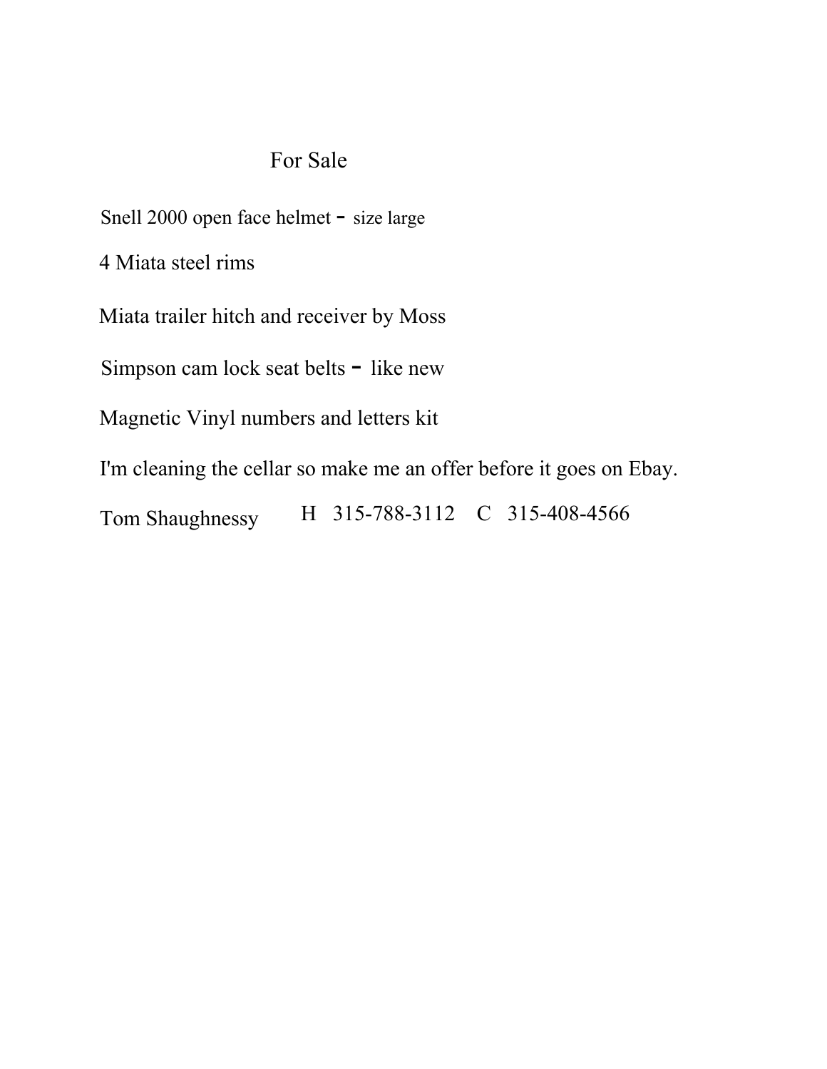# For Sale

Snell 2000 open face helmet - size large

4 Miata steel rims

Miata trailer hitch and receiver by Moss

Simpson cam lock seat belts - like new

Magnetic Vinyl numbers and letters kit

I'm cleaning the cellar so make me an offer before it goes on Ebay.

Tom Shaughnessy H 315-788-3112 C 315-408-4566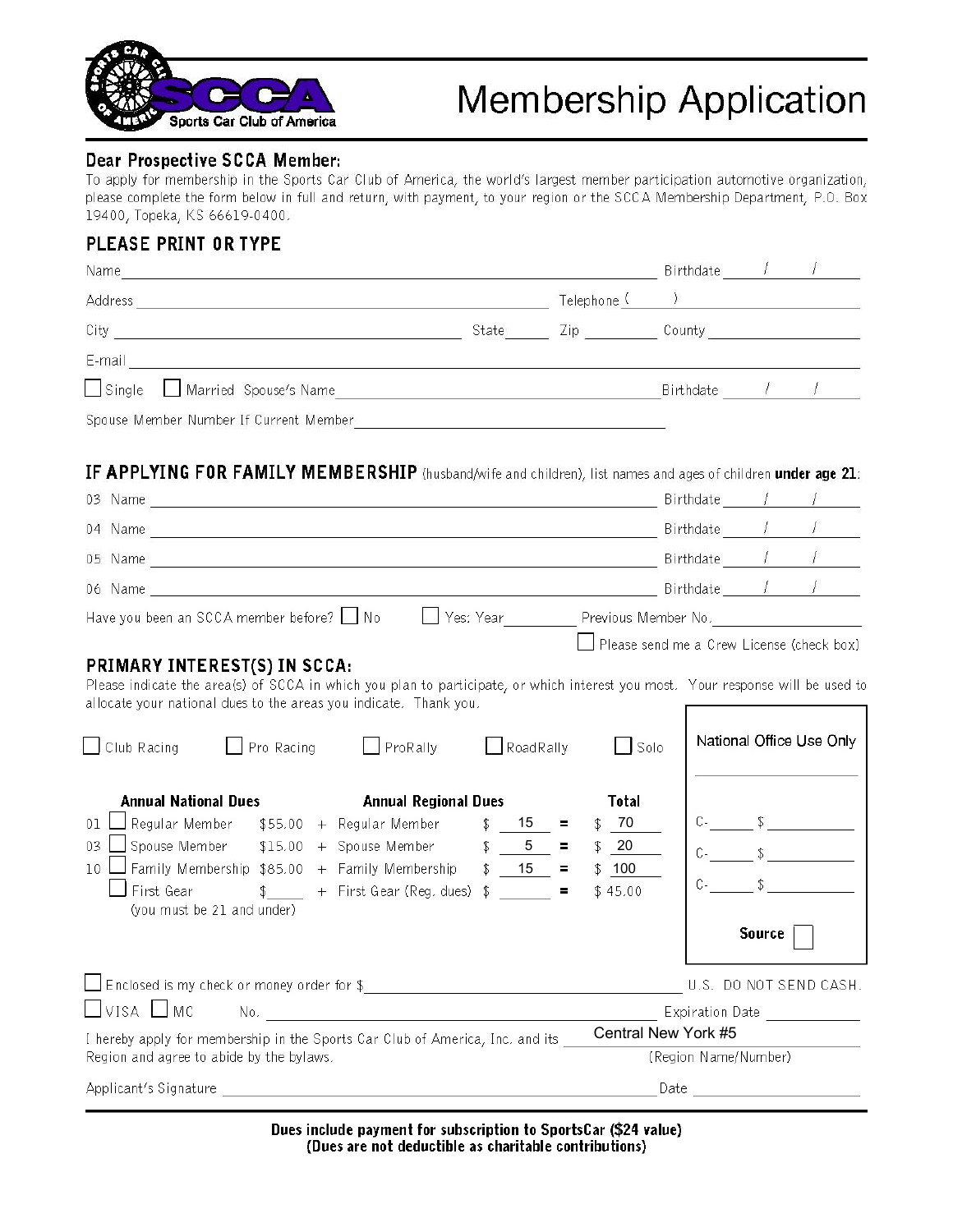SCCA Sports Car Club of America

# Membership Application

**Dear Prospective SCCA Member:**

To apply for membership in the Sports Car Club of America, the world's largest member participation automotive organization, please complete the form below in full and return, with payment, to your region or the SCCA Membership Department, P.O. Box 19400, Topeka, KS 66619-0400.

## PLEASE PRINT OR TYPE

Name ______________________________ Birthdate ___/___/___

Address ______________________________ Telephone (    ) ______________

City ______________ State ______ Zip ________ County ______________

E-mail ______________________________

☐ Single ☐ Married Spouse's Name ______________________________ Birthdate ___/___/___

Spouse Member Number If Current Member ______________________________

## IF APPLYING FOR FAMILY MEMBERSHIP (husband/wife and children), list names and ages of children **under age 21**:

03 Name ______________________________ Birthdate ___/___/___

04 Name ______________________________ Birthdate ___/___/___

05 Name ______________________________ Birthdate ___/___/___

06 Name ______________________________ Birthdate ___/___/___

Have you been an SCCA member before? ☐ No ☐ Yes: Year ________ Previous Member No. ______________

☐ Please send me a Crew License (check box)

## PRIMARY INTEREST(S) IN SCCA:

Please indicate the area(s) of SCCA in which you plan to participate, or which interest you most. Your response will be used to allocate your national dues to the areas you indicate. Thank you.

☐ Club Racing ☐ Pro Racing ☐ ProRally ☐ RoadRally ☐ Solo

| | Annual National Dues | | | Annual Regional Dues | | | Total |
|---|---|---|---|---|---|---|---|
| 01 | ☐ Regular Member | $55.00 | + | Regular Member | $ 15 | = | $ 70 |
| 03 | ☐ Spouse Member | $15.00 | + | Spouse Member | $ 5 | = | $ 20 |
| 10 | ☐ Family Membership | $85.00 | + | Family Membership | $ 15 | = | $ 100 |
| | ☐ First Gear (you must be 21 and under) | $____ | + | First Gear (Reg. dues) | $ ____ | = | $ 45.00 |

**National Office Use Only**

C-______ $ __________

C-______ $ __________

C-______ $ __________

**Source** ☐

☐ Enclosed is my check or money order for $ ______________________________ U.S. DO NOT SEND CASH.

☐ VISA ☐ MC No. ______________________________ Expiration Date ____________

I hereby apply for membership in the Sports Car Club of America, Inc. and its Central New York #5 (Region Name/Number) Region and agree to abide by the bylaws.

Applicant's Signature ______________________________ Date ____________

**Dues include payment for subscription to SportsCar ($24 value)**
**(Dues are not deductible as charitable contributions)**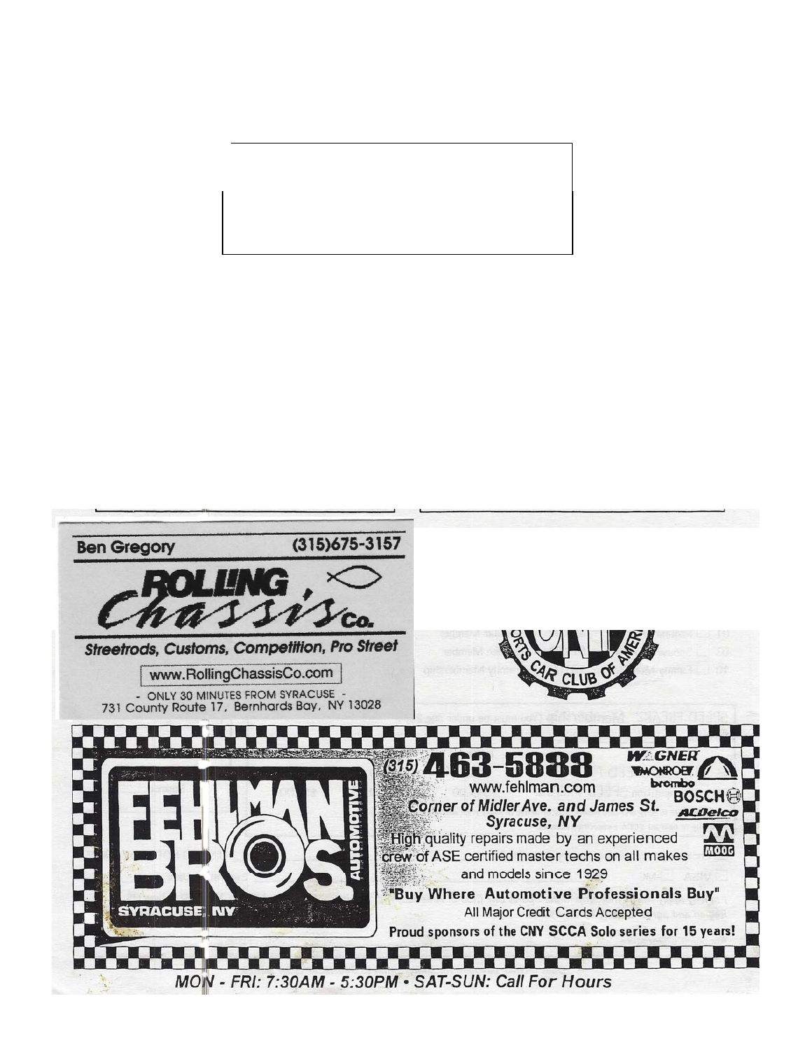Ben Gregory (315)675-3157

**ROLLING Chassis Co.**

*Streetrods, Customs, Competition, Pro Street*

www.RollingChassisCo.com

- ONLY 30 MINUTES FROM SYRACUSE -
731 County Route 17, Bernhards Bay, NY 13028

**FEHLMAN BROS. AUTOMOTIVE**
SYRACUSE, NY

(315) **463-5888**
www.fehlman.com

*Corner of Midler Ave. and James St.*
*Syracuse, NY*

High quality repairs made by an experienced crew of ASE certified master techs on all makes and models since 1929

**"Buy Where Automotive Professionals Buy"**

All Major Credit Cards Accepted

**Proud sponsors of the CNY SCCA Solo series for 15 years!**

WAGNER MONROE brembo BOSCH ACDelco MOOG

*MON - FRI: 7:30AM - 5:30PM • SAT-SUN: Call For Hours*